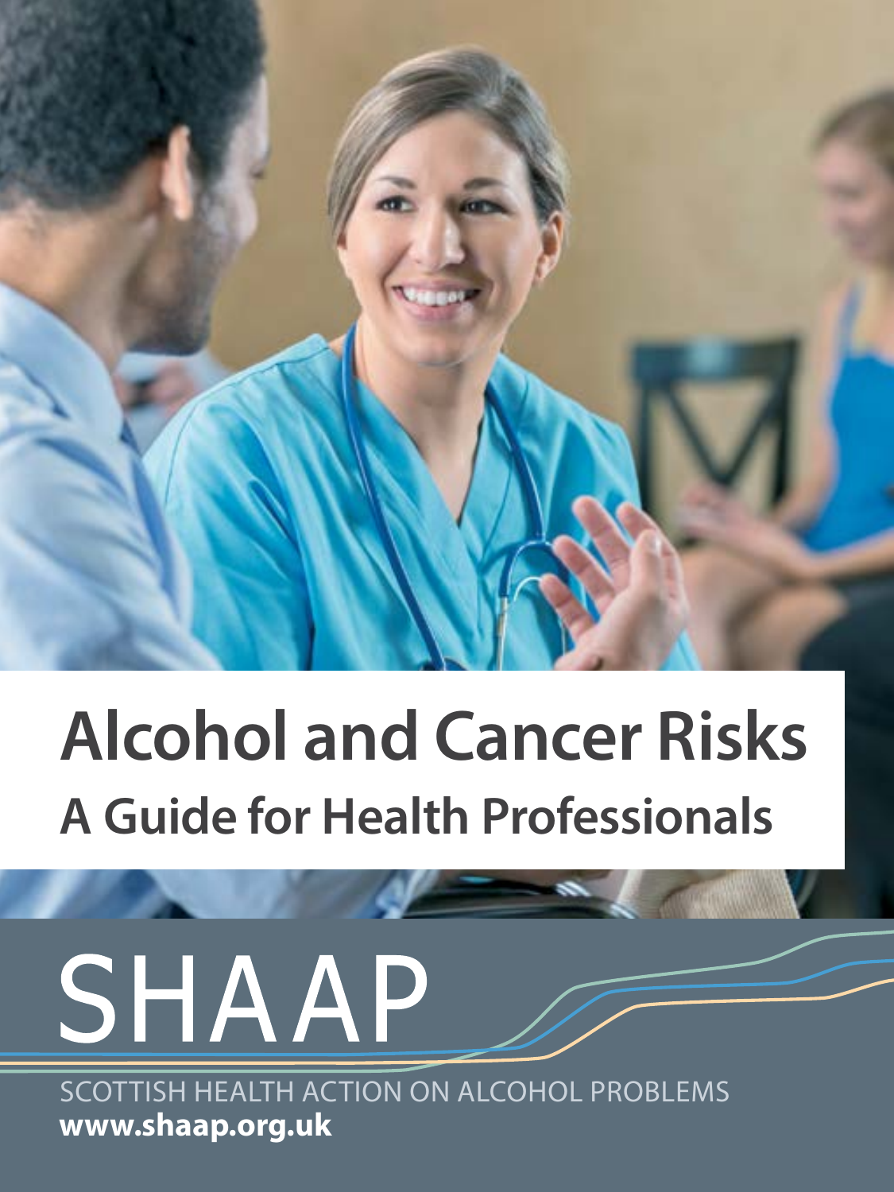# Alcohol and Cancer Risks

## A Guide for Health Professionals

SHAAP

SCOTTISH HEALTH ACTION ON ALCOHOL PROBLEMS

**www.shaap.org.uk**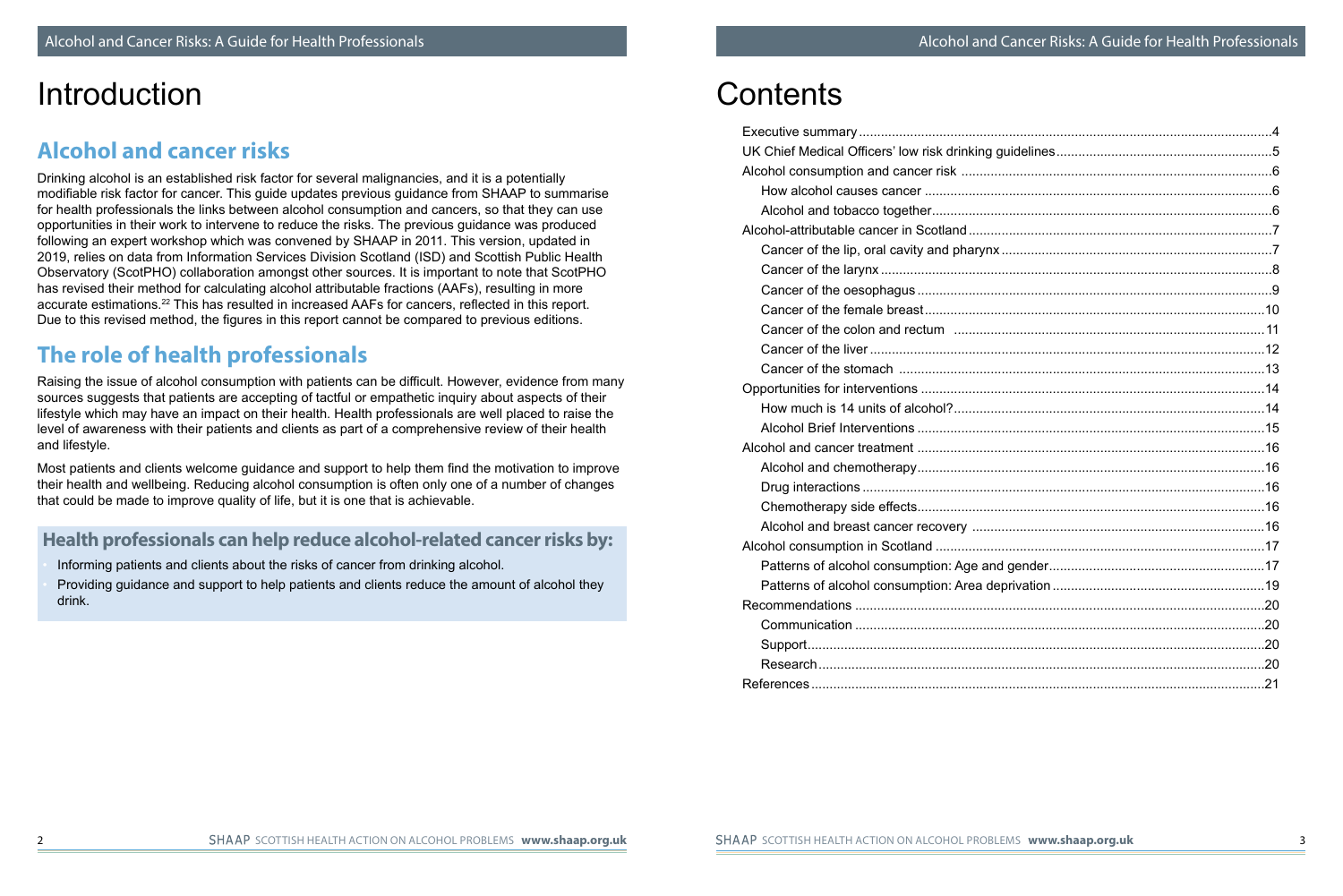# Introduction

## Alcohol and cancer risks

Drinking alcohol is an established risk factor for several malignancies, and it is a potentially modifiable risk factor for cancer. This guide updates previous guidance from SHAAP to summarise for health professionals the links between alcohol consumption and cancers, so that they can use opportunities in their work to intervene to reduce the risks. The previous guidance was produced following an expert workshop which was convened by SHAAP in 2011. This version, updated in 2019, relies on data from Information Services Division Scotland (ISD) and Scottish Public Health Observatory (ScotPHO) collaboration amongst other sources. It is important to note that ScotPHO has revised their method for calculating alcohol attributable fractions (AAFs), resulting in more accurate estimations.[22] This has resulted in increased AAFs for cancers, reflected in this report. Due to this revised method, the figures in this report cannot be compared to previous editions.

## The role of health professionals

Raising the issue of alcohol consumption with patients can be difficult. However, evidence from many sources suggests that patients are accepting of tactful or empathetic inquiry about aspects of their lifestyle which may have an impact on their health. Health professionals are well placed to raise the level of awareness with their patients and clients as part of a comprehensive review of their health and lifestyle.

Most patients and clients welcome guidance and support to help them find the motivation to improve their health and wellbeing. Reducing alcohol consumption is often only one of a number of changes that could be made to improve quality of life, but it is one that is achievable.

### Health professionals can help reduce alcohol-related cancer risks by:

- Informing patients and clients about the risks of cancer from drinking alcohol.
- Providing guidance and support to help patients and clients reduce the amount of alcohol they drink.

# Contents

- Executive summary ... 4
- UK Chief Medical Officers' low risk drinking guidelines ... 5
- Alcohol consumption and cancer risk ... 6
  - How alcohol causes cancer ... 6
  - Alcohol and tobacco together ... 6
- Alcohol-attributable cancer in Scotland ... 7
  - Cancer of the lip, oral cavity and pharynx ... 7
  - Cancer of the larynx ... 8
  - Cancer of the oesophagus ... 9
  - Cancer of the female breast ... 10
  - Cancer of the colon and rectum ... 11
  - Cancer of the liver ... 12
  - Cancer of the stomach ... 13
- Opportunities for interventions ... 14
  - How much is 14 units of alcohol? ... 14
  - Alcohol Brief Interventions ... 15
- Alcohol and cancer treatment ... 16
  - Alcohol and chemotherapy ... 16
  - Drug interactions ... 16
  - Chemotherapy side effects ... 16
  - Alcohol and breast cancer recovery ... 16
- Alcohol consumption in Scotland ... 17
  - Patterns of alcohol consumption: Age and gender ... 17
  - Patterns of alcohol consumption: Area deprivation ... 19
- Recommendations ... 20
  - Communication ... 20
  - Support ... 20
  - Research ... 20
- References ... 21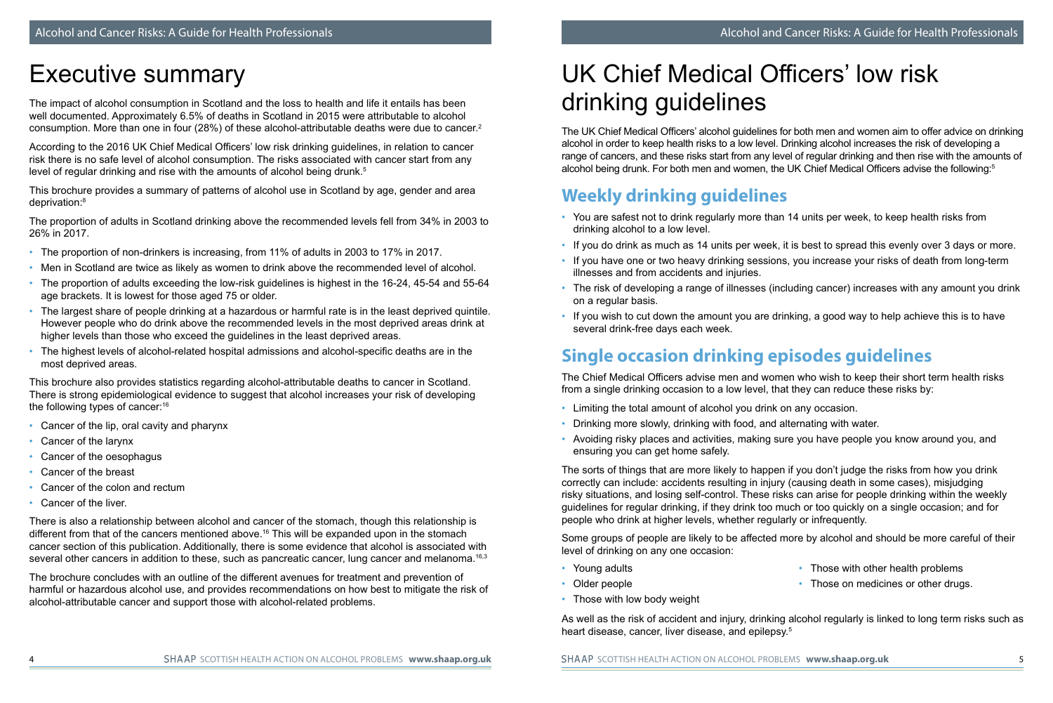# Executive summary

The impact of alcohol consumption in Scotland and the loss to health and life it entails has been well documented. Approximately 6.5% of deaths in Scotland in 2015 were attributable to alcohol consumption. More than one in four (28%) of these alcohol-attributable deaths were due to cancer.[2]

According to the 2016 UK Chief Medical Officers' low risk drinking guidelines, in relation to cancer risk there is no safe level of alcohol consumption. The risks associated with cancer start from any level of regular drinking and rise with the amounts of alcohol being drunk.[5]

This brochure provides a summary of patterns of alcohol use in Scotland by age, gender and area deprivation:[8]

The proportion of adults in Scotland drinking above the recommended levels fell from 34% in 2003 to 26% in 2017.

- The proportion of non-drinkers is increasing, from 11% of adults in 2003 to 17% in 2017.
- Men in Scotland are twice as likely as women to drink above the recommended level of alcohol.
- The proportion of adults exceeding the low-risk guidelines is highest in the 16-24, 45-54 and 55-64 age brackets. It is lowest for those aged 75 or older.
- The largest share of people drinking at a hazardous or harmful rate is in the least deprived quintile. However people who do drink above the recommended levels in the most deprived areas drink at higher levels than those who exceed the guidelines in the least deprived areas.
- The highest levels of alcohol-related hospital admissions and alcohol-specific deaths are in the most deprived areas.

This brochure also provides statistics regarding alcohol-attributable deaths to cancer in Scotland. There is strong epidemiological evidence to suggest that alcohol increases your risk of developing the following types of cancer:[16]

- Cancer of the lip, oral cavity and pharynx
- Cancer of the larynx
- Cancer of the oesophagus
- Cancer of the breast
- Cancer of the colon and rectum
- Cancer of the liver.

There is also a relationship between alcohol and cancer of the stomach, though this relationship is different from that of the cancers mentioned above.[16] This will be expanded upon in the stomach cancer section of this publication. Additionally, there is some evidence that alcohol is associated with several other cancers in addition to these, such as pancreatic cancer, lung cancer and melanoma.[16,3]

The brochure concludes with an outline of the different avenues for treatment and prevention of harmful or hazardous alcohol use, and provides recommendations on how best to mitigate the risk of alcohol-attributable cancer and support those with alcohol-related problems.

# UK Chief Medical Officers' low risk drinking guidelines

The UK Chief Medical Officers' alcohol guidelines for both men and women aim to offer advice on drinking alcohol in order to keep health risks to a low level. Drinking alcohol increases the risk of developing a range of cancers, and these risks start from any level of regular drinking and then rise with the amounts of alcohol being drunk. For both men and women, the UK Chief Medical Officers advise the following:[5]

## Weekly drinking guidelines

- You are safest not to drink regularly more than 14 units per week, to keep health risks from drinking alcohol to a low level.
- If you do drink as much as 14 units per week, it is best to spread this evenly over 3 days or more.
- If you have one or two heavy drinking sessions, you increase your risks of death from long-term illnesses and from accidents and injuries.
- The risk of developing a range of illnesses (including cancer) increases with any amount you drink on a regular basis.
- If you wish to cut down the amount you are drinking, a good way to help achieve this is to have several drink-free days each week.

## Single occasion drinking episodes guidelines

The Chief Medical Officers advise men and women who wish to keep their short term health risks from a single drinking occasion to a low level, that they can reduce these risks by:

- Limiting the total amount of alcohol you drink on any occasion.
- Drinking more slowly, drinking with food, and alternating with water.
- Avoiding risky places and activities, making sure you have people you know around you, and ensuring you can get home safely.

The sorts of things that are more likely to happen if you don't judge the risks from how you drink correctly can include: accidents resulting in injury (causing death in some cases), misjudging risky situations, and losing self-control. These risks can arise for people drinking within the weekly guidelines for regular drinking, if they drink too much or too quickly on a single occasion; and for people who drink at higher levels, whether regularly or infrequently.

Some groups of people are likely to be affected more by alcohol and should be more careful of their level of drinking on any one occasion:

- Young adults
- Older people
- Those with low body weight
- Those with other health problems
- Those on medicines or other drugs.

As well as the risk of accident and injury, drinking alcohol regularly is linked to long term risks such as heart disease, cancer, liver disease, and epilepsy.[5]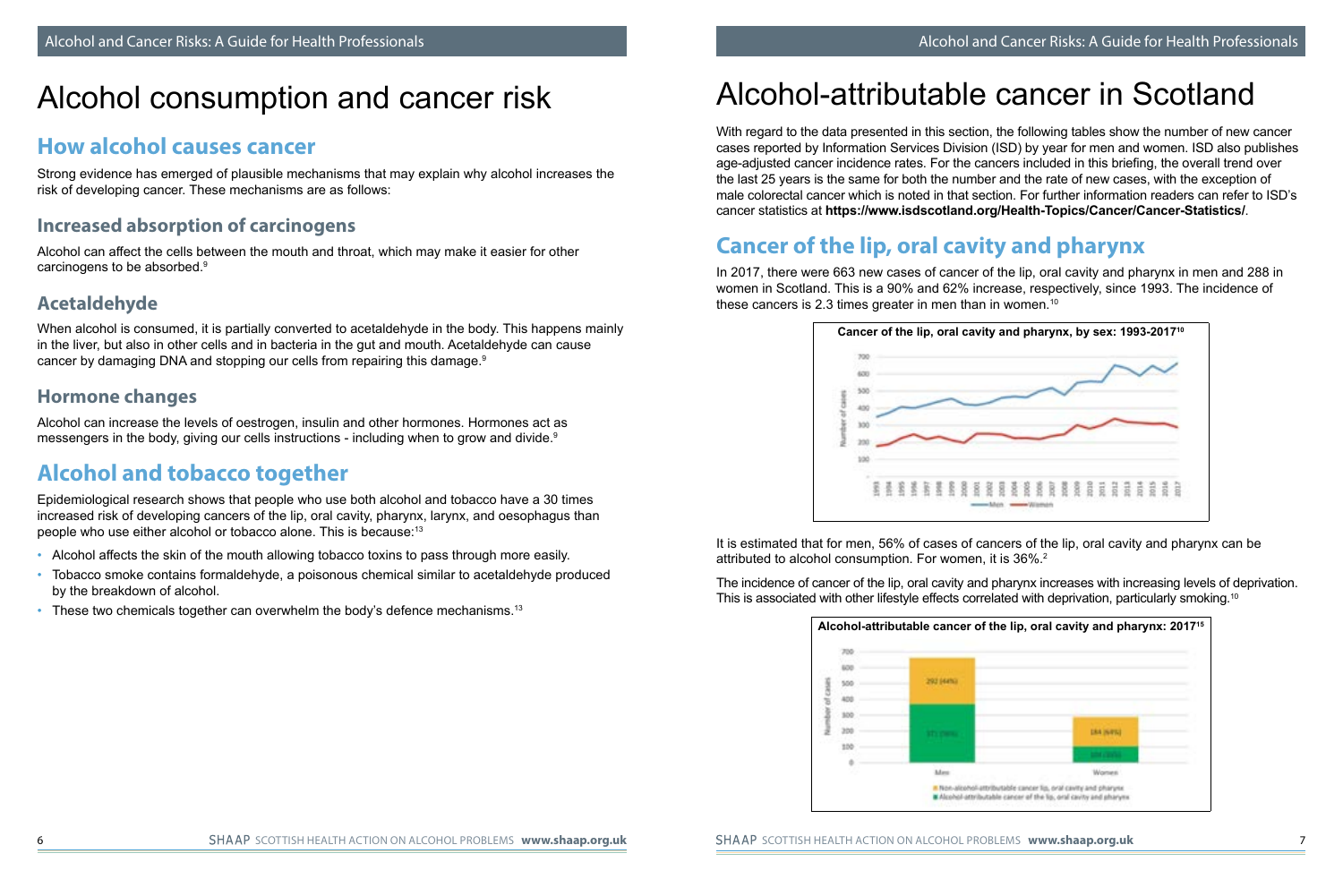# Alcohol consumption and cancer risk

## How alcohol causes cancer

Strong evidence has emerged of plausible mechanisms that may explain why alcohol increases the risk of developing cancer. These mechanisms are as follows:

### Increased absorption of carcinogens

Alcohol can affect the cells between the mouth and throat, which may make it easier for other carcinogens to be absorbed.[9]

### Acetaldehyde

When alcohol is consumed, it is partially converted to acetaldehyde in the body. This happens mainly in the liver, but also in other cells and in bacteria in the gut and mouth. Acetaldehyde can cause cancer by damaging DNA and stopping our cells from repairing this damage.[9]

### Hormone changes

Alcohol can increase the levels of oestrogen, insulin and other hormones. Hormones act as messengers in the body, giving our cells instructions - including when to grow and divide.[9]

## Alcohol and tobacco together

Epidemiological research shows that people who use both alcohol and tobacco have a 30 times increased risk of developing cancers of the lip, oral cavity, pharynx, larynx, and oesophagus than people who use either alcohol or tobacco alone. This is because:[13]

- Alcohol affects the skin of the mouth allowing tobacco toxins to pass through more easily.
- Tobacco smoke contains formaldehyde, a poisonous chemical similar to acetaldehyde produced by the breakdown of alcohol.
- These two chemicals together can overwhelm the body's defence mechanisms.[13]

# Alcohol-attributable cancer in Scotland

With regard to the data presented in this section, the following tables show the number of new cancer cases reported by Information Services Division (ISD) by year for men and women. ISD also publishes age-adjusted cancer incidence rates. For the cancers included in this briefing, the overall trend over the last 25 years is the same for both the number and the rate of new cases, with the exception of male colorectal cancer which is noted in that section. For further information readers can refer to ISD's cancer statistics at **https://www.isdscotland.org/Health-Topics/Cancer/Cancer-Statistics/**.

## Cancer of the lip, oral cavity and pharynx

In 2017, there were 663 new cases of cancer of the lip, oral cavity and pharynx in men and 288 in women in Scotland. This is a 90% and 62% increase, respectively, since 1993. The incidence of these cancers is 2.3 times greater in men than in women.[10]

**Cancer of the lip, oral cavity and pharynx, by sex: 1993-2017[10]**

It is estimated that for men, 56% of cases of cancers of the lip, oral cavity and pharynx can be attributed to alcohol consumption. For women, it is 36%.[2]

The incidence of cancer of the lip, oral cavity and pharynx increases with increasing levels of deprivation. This is associated with other lifestyle effects correlated with deprivation, particularly smoking.[10]

**Alcohol-attributable cancer of the lip, oral cavity and pharynx: 2017[15]**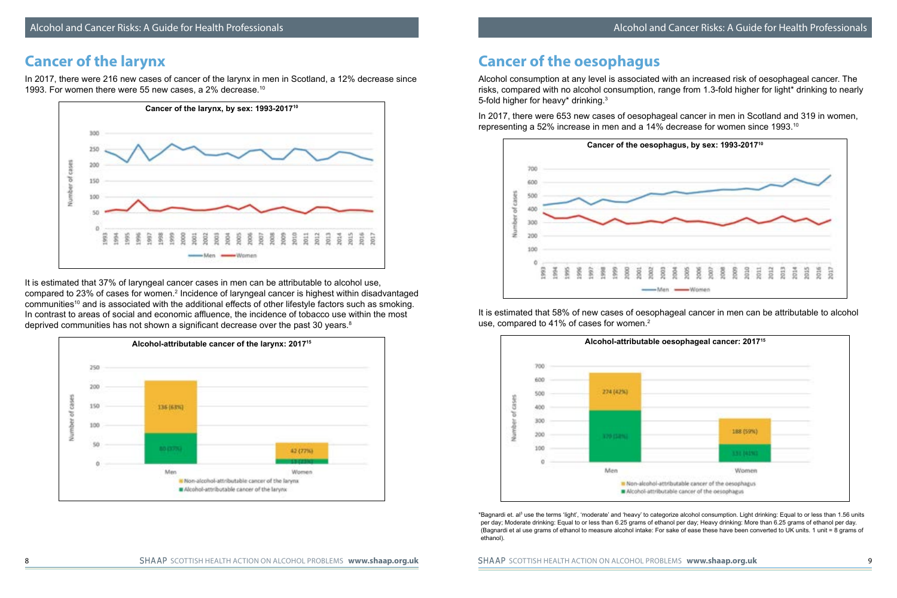## Cancer of the larynx

In 2017, there were 216 new cases of cancer of the larynx in men in Scotland, a 12% decrease since 1993. For women there were 55 new cases, a 2% decrease.[10]

**Cancer of the larynx, by sex: 1993-2017**[10]

It is estimated that 37% of laryngeal cancer cases in men can be attributable to alcohol use, compared to 23% of cases for women.[2] Incidence of laryngeal cancer is highest within disadvantaged communities[10] and is associated with the additional effects of other lifestyle factors such as smoking. In contrast to areas of social and economic affluence, the incidence of tobacco use within the most deprived communities has not shown a significant decrease over the past 30 years.[8]

**Alcohol-attributable cancer of the larynx: 2017**[15]

| | Men | Women |
|---|---|---|
| Non-alcohol-attributable cancer of the larynx | 136 (63%) | 42 (77%) |
| Alcohol-attributable cancer of the larynx | 80 (37%) | 13 (23%) |

## Cancer of the oesophagus

Alcohol consumption at any level is associated with an increased risk of oesophageal cancer. The risks, compared with no alcohol consumption, range from 1.3-fold higher for light* drinking to nearly 5-fold higher for heavy* drinking.[3]

In 2017, there were 653 new cases of oesophageal cancer in men in Scotland and 319 in women, representing a 52% increase in men and a 14% decrease for women since 1993.[10]

**Cancer of the oesophagus, by sex: 1993-2017**[10]

It is estimated that 58% of new cases of oesophageal cancer in men can be attributable to alcohol use, compared to 41% of cases for women.[2]

**Alcohol-attributable oesophageal cancer: 2017**[15]

| | Men | Women |
|---|---|---|
| Non-alcohol-attributable cancer of the oesophagus | 274 (42%) | 188 (59%) |
| Alcohol-attributable cancer of the oesophagus | 379 (58%) | 131 (41%) |

*Bagnardi et. al[3] use the terms 'light', 'moderate' and 'heavy' to categorize alcohol consumption. Light drinking: Equal to or less than 1.56 units per day; Moderate drinking: Equal to or less than 6.25 grams of ethanol per day; Heavy drinking: More than 6.25 grams of ethanol per day. (Bagnardi et al use grams of ethanol to measure alcohol intake: For sake of ease these have been converted to UK units. 1 unit = 8 grams of ethanol).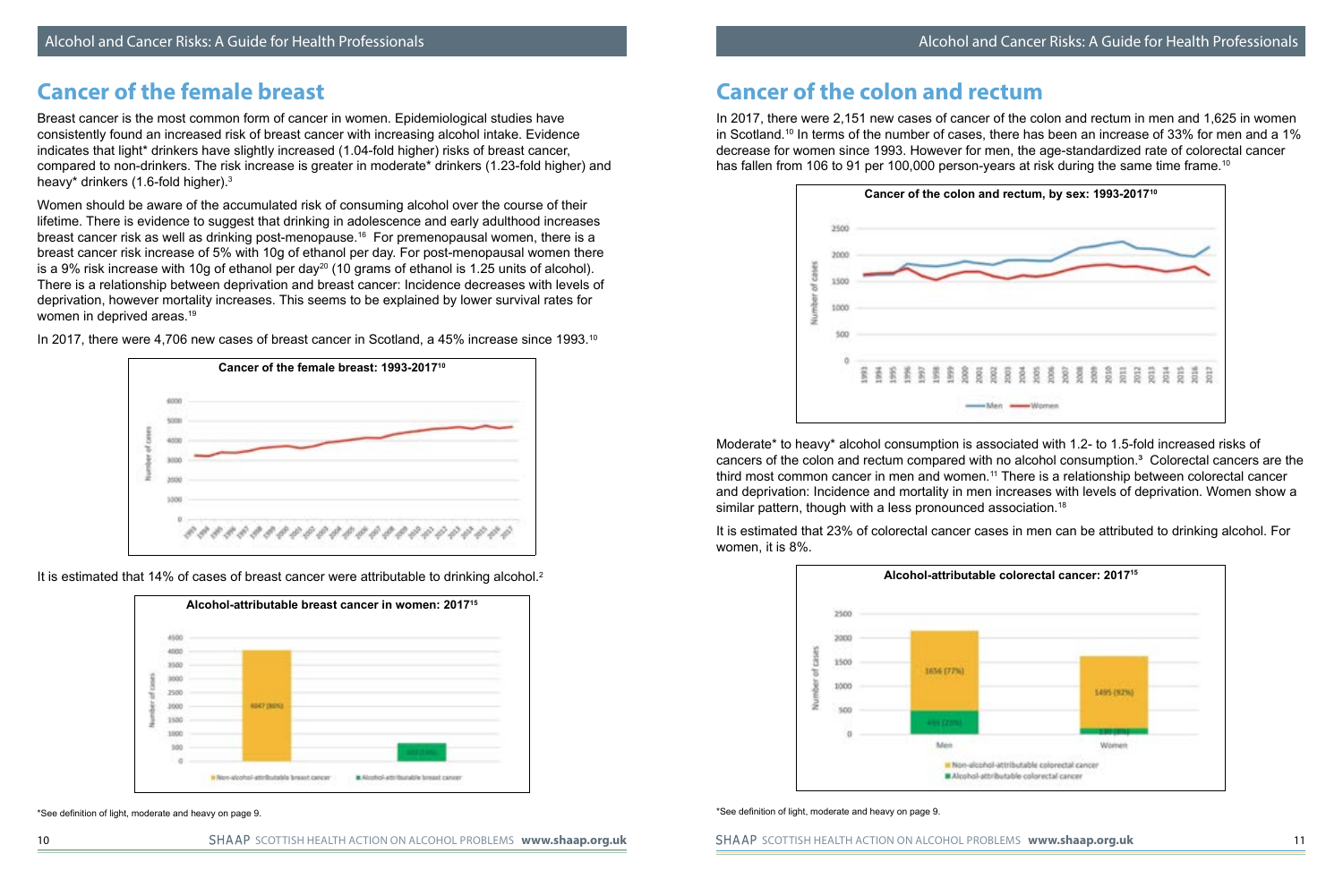# Cancer of the female breast

Breast cancer is the most common form of cancer in women. Epidemiological studies have consistently found an increased risk of breast cancer with increasing alcohol intake. Evidence indicates that light* drinkers have slightly increased (1.04-fold higher) risks of breast cancer, compared to non-drinkers. The risk increase is greater in moderate* drinkers (1.23-fold higher) and heavy* drinkers (1.6-fold higher).[3]

Women should be aware of the accumulated risk of consuming alcohol over the course of their lifetime. There is evidence to suggest that drinking in adolescence and early adulthood increases breast cancer risk as well as drinking post-menopause.[16] For premenopausal women, there is a breast cancer risk increase of 5% with 10g of ethanol per day. For post-menopausal women there is a 9% risk increase with 10g of ethanol per day[20] (10 grams of ethanol is 1.25 units of alcohol). There is a relationship between deprivation and breast cancer: Incidence decreases with levels of deprivation, however mortality increases. This seems to be explained by lower survival rates for women in deprived areas.[19]

In 2017, there were 4,706 new cases of breast cancer in Scotland, a 45% increase since 1993.[10]

**Cancer of the female breast: 1993-2017[10]**

It is estimated that 14% of cases of breast cancer were attributable to drinking alcohol.[2]

**Alcohol-attributable breast cancer in women: 2017[15]**

*See definition of light, moderate and heavy on page 9.

# Cancer of the colon and rectum

In 2017, there were 2,151 new cases of cancer of the colon and rectum in men and 1,625 in women in Scotland.[10] In terms of the number of cases, there has been an increase of 33% for men and a 1% decrease for women since 1993. However for men, the age-standardized rate of colorectal cancer has fallen from 106 to 91 per 100,000 person-years at risk during the same time frame.[10]

**Cancer of the colon and rectum, by sex: 1993-2017[10]**

Moderate* to heavy* alcohol consumption is associated with 1.2- to 1.5-fold increased risks of cancers of the colon and rectum compared with no alcohol consumption.[3] Colorectal cancers are the third most common cancer in men and women.[11] There is a relationship between colorectal cancer and deprivation: Incidence and mortality in men increases with levels of deprivation. Women show a similar pattern, though with a less pronounced association.[18]

It is estimated that 23% of colorectal cancer cases in men can be attributed to drinking alcohol. For women, it is 8%.

**Alcohol-attributable colorectal cancer: 2017[15]**

*See definition of light, moderate and heavy on page 9.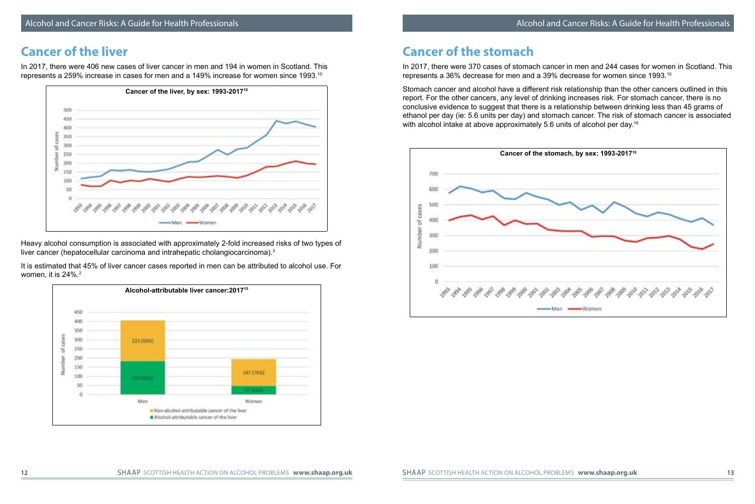## Cancer of the liver

In 2017, there were 406 new cases of liver cancer in men and 194 in women in Scotland. This represents a 259% increase in cases for men and a 149% increase for women since 1993.[10]

**Cancer of the liver, by sex: 1993-2017**[10]

Heavy alcohol consumption is associated with approximately 2-fold increased risks of two types of liver cancer (hepatocellular carcinoma and intrahepatic cholangiocarcinoma).[3]

It is estimated that 45% of liver cancer cases reported in men can be attributed to alcohol use. For women, it is 24%.[2]

**Alcohol-attributable liver cancer:2017**[15]

| | Men | Women |
|---|---|---|
| Non-alcohol-attributable cancer of the liver | 223 (55%) | 147 (76%) |
| Alcohol-attributable cancer of the liver | 183 (45%) | 47 (24%) |

## Cancer of the stomach

In 2017, there were 370 cases of stomach cancer in men and 244 cases for women in Scotland. This represents a 36% decrease for men and a 39% decrease for women since 1993.[10]

Stomach cancer and alcohol have a different risk relationship than the other cancers outlined in this report. For the other cancers, any level of drinking increases risk. For stomach cancer, there is no conclusive evidence to suggest that there is a relationship between drinking less than 45 grams of ethanol per day (ie: 5.6 units per day) and stomach cancer. The risk of stomach cancer is associated with alcohol intake at above approximately 5.6 units of alcohol per day.[16]

**Cancer of the stomach, by sex: 1993-2017**[10]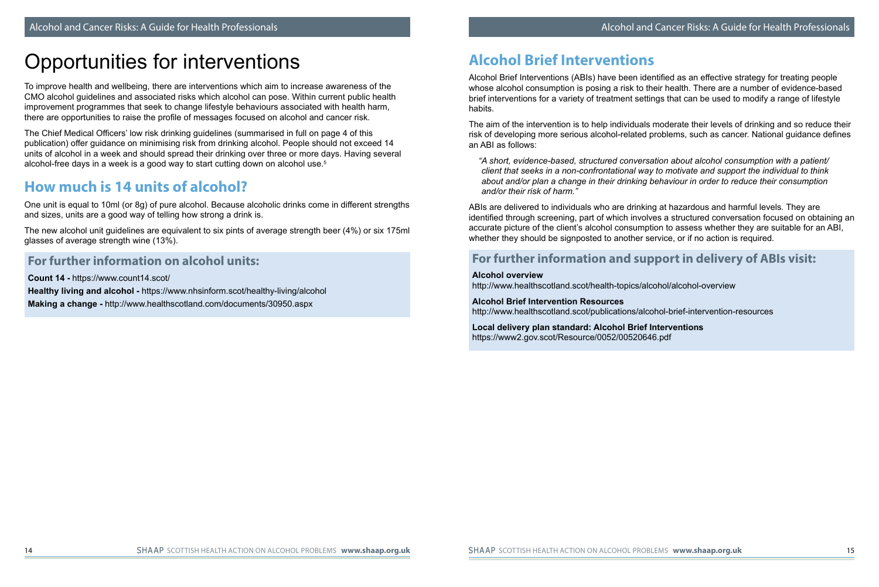# Opportunities for interventions

To improve health and wellbeing, there are interventions which aim to increase awareness of the CMO alcohol guidelines and associated risks which alcohol can pose. Within current public health improvement programmes that seek to change lifestyle behaviours associated with health harm, there are opportunities to raise the profile of messages focused on alcohol and cancer risk.

The Chief Medical Officers' low risk drinking guidelines (summarised in full on page 4 of this publication) offer guidance on minimising risk from drinking alcohol. People should not exceed 14 units of alcohol in a week and should spread their drinking over three or more days. Having several alcohol-free days in a week is a good way to start cutting down on alcohol use.[5]

## How much is 14 units of alcohol?

One unit is equal to 10ml (or 8g) of pure alcohol. Because alcoholic drinks come in different strengths and sizes, units are a good way of telling how strong a drink is.

The new alcohol unit guidelines are equivalent to six pints of average strength beer (4%) or six 175ml glasses of average strength wine (13%).

### For further information on alcohol units:

**Count 14 -** https://www.count14.scot/

**Healthy living and alcohol -** https://www.nhsinform.scot/healthy-living/alcohol

**Making a change -** http://www.healthscotland.com/documents/30950.aspx

## Alcohol Brief Interventions

Alcohol Brief Interventions (ABIs) have been identified as an effective strategy for treating people whose alcohol consumption is posing a risk to their health. There are a number of evidence-based brief interventions for a variety of treatment settings that can be used to modify a range of lifestyle habits.

The aim of the intervention is to help individuals moderate their levels of drinking and so reduce their risk of developing more serious alcohol-related problems, such as cancer. National guidance defines an ABI as follows:

> *"A short, evidence-based, structured conversation about alcohol consumption with a patient/ client that seeks in a non-confrontational way to motivate and support the individual to think about and/or plan a change in their drinking behaviour in order to reduce their consumption and/or their risk of harm."*

ABIs are delivered to individuals who are drinking at hazardous and harmful levels. They are identified through screening, part of which involves a structured conversation focused on obtaining an accurate picture of the client's alcohol consumption to assess whether they are suitable for an ABI, whether they should be signposted to another service, or if no action is required.

### For further information and support in delivery of ABIs visit:

**Alcohol overview**
http://www.healthscotland.scot/health-topics/alcohol/alcohol-overview

**Alcohol Brief Intervention Resources**
http://www.healthscotland.scot/publications/alcohol-brief-intervention-resources

**Local delivery plan standard: Alcohol Brief Interventions**
https://www2.gov.scot/Resource/0052/00520646.pdf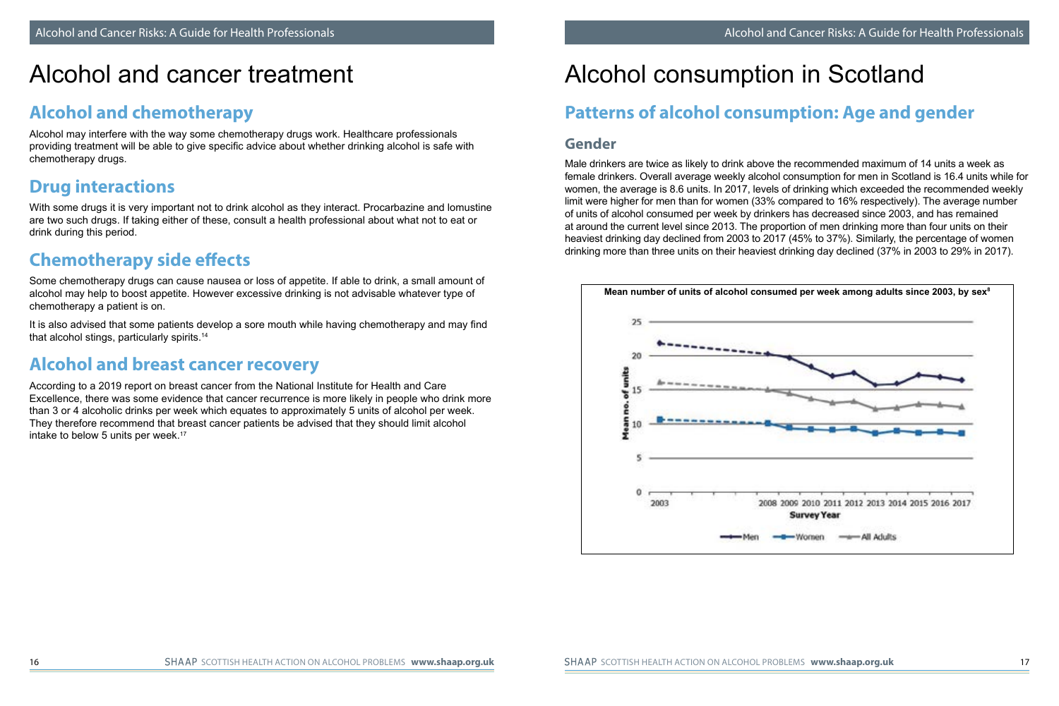# Alcohol and cancer treatment

## Alcohol and chemotherapy

Alcohol may interfere with the way some chemotherapy drugs work. Healthcare professionals providing treatment will be able to give specific advice about whether drinking alcohol is safe with chemotherapy drugs.

## Drug interactions

With some drugs it is very important not to drink alcohol as they interact. Procarbazine and lomustine are two such drugs. If taking either of these, consult a health professional about what not to eat or drink during this period.

## Chemotherapy side effects

Some chemotherapy drugs can cause nausea or loss of appetite. If able to drink, a small amount of alcohol may help to boost appetite. However excessive drinking is not advisable whatever type of chemotherapy a patient is on.

It is also advised that some patients develop a sore mouth while having chemotherapy and may find that alcohol stings, particularly spirits.[14]

## Alcohol and breast cancer recovery

According to a 2019 report on breast cancer from the National Institute for Health and Care Excellence, there was some evidence that cancer recurrence is more likely in people who drink more than 3 or 4 alcoholic drinks per week which equates to approximately 5 units of alcohol per week. They therefore recommend that breast cancer patients be advised that they should limit alcohol intake to below 5 units per week.[17]

# Alcohol consumption in Scotland

## Patterns of alcohol consumption: Age and gender

### Gender

Male drinkers are twice as likely to drink above the recommended maximum of 14 units a week as female drinkers. Overall average weekly alcohol consumption for men in Scotland is 16.4 units while for women, the average is 8.6 units. In 2017, levels of drinking which exceeded the recommended weekly limit were higher for men than for women (33% compared to 16% respectively). The average number of units of alcohol consumed per week by drinkers has decreased since 2003, and has remained at around the current level since 2013. The proportion of men drinking more than four units on their heaviest drinking day declined from 2003 to 2017 (45% to 37%). Similarly, the percentage of women drinking more than three units on their heaviest drinking day declined (37% in 2003 to 29% in 2017).

**Mean number of units of alcohol consumed per week among adults since 2003, by sex**[8]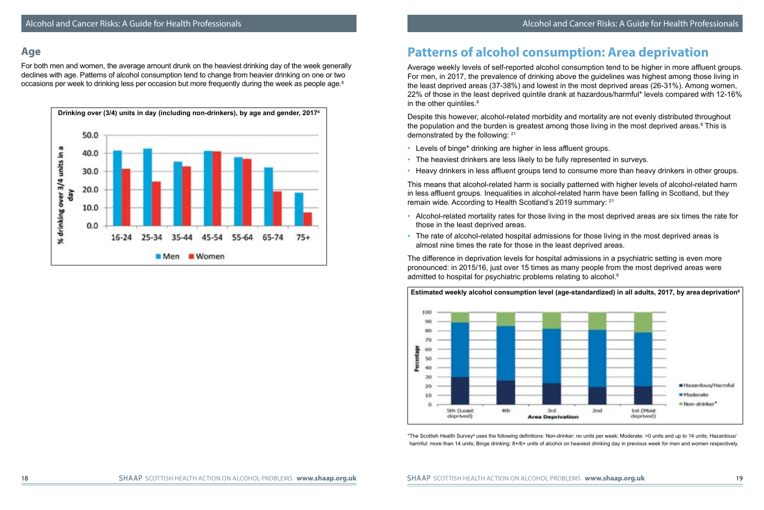## Age

For both men and women, the average amount drunk on the heaviest drinking day of the week generally declines with age. Patterns of alcohol consumption tend to change from heavier drinking on one or two occasions per week to drinking less per occasion but more frequently during the week as people age.[8]

**Drinking over (3/4) units in day (including non-drinkers), by age and gender, 2017[4]**

# Patterns of alcohol consumption: Area deprivation

Average weekly levels of self-reported alcohol consumption tend to be higher in more affluent groups. For men, in 2017, the prevalence of drinking above the guidelines was highest among those living in the least deprived areas (37-38%) and lowest in the most deprived areas (26-31%). Among women, 22% of those in the least deprived quintile drank at hazardous/harmful* levels compared with 12-16% in the other quintiles.[8]

Despite this however, alcohol-related morbidity and mortality are not evenly distributed throughout the population and the burden is greatest among those living in the most deprived areas.[8] This is demonstrated by the following: [21]

- Levels of binge* drinking are higher in less affluent groups.
- The heaviest drinkers are less likely to be fully represented in surveys.
- Heavy drinkers in less affluent groups tend to consume more than heavy drinkers in other groups.

This means that alcohol-related harm is socially patterned with higher levels of alcohol-related harm in less affluent groups. Inequalities in alcohol-related harm have been falling in Scotland, but they remain wide. According to Health Scotland's 2019 summary: [21]

- Alcohol-related mortality rates for those living in the most deprived areas are six times the rate for those in the least deprived areas.
- The rate of alcohol-related hospital admissions for those living in the most deprived areas is almost nine times the rate for those in the least deprived areas.

The difference in deprivation levels for hospital admissions in a psychiatric setting is even more pronounced: in 2015/16, just over 15 times as many people from the most deprived areas were admitted to hospital for psychiatric problems relating to alcohol.[8]

**Estimated weekly alcohol consumption level (age-standardized) in all adults, 2017, by area deprivation[8]**

*The Scottish Health Survey[6] uses the following definitions: Non-drinker: no units per week; Moderate: >0 units and up to 14 units; Hazardous/harmful: more than 14 units; Binge drinking: 8+/6+ units of alcohol on heaviest drinking day in previous week for men and women respectively.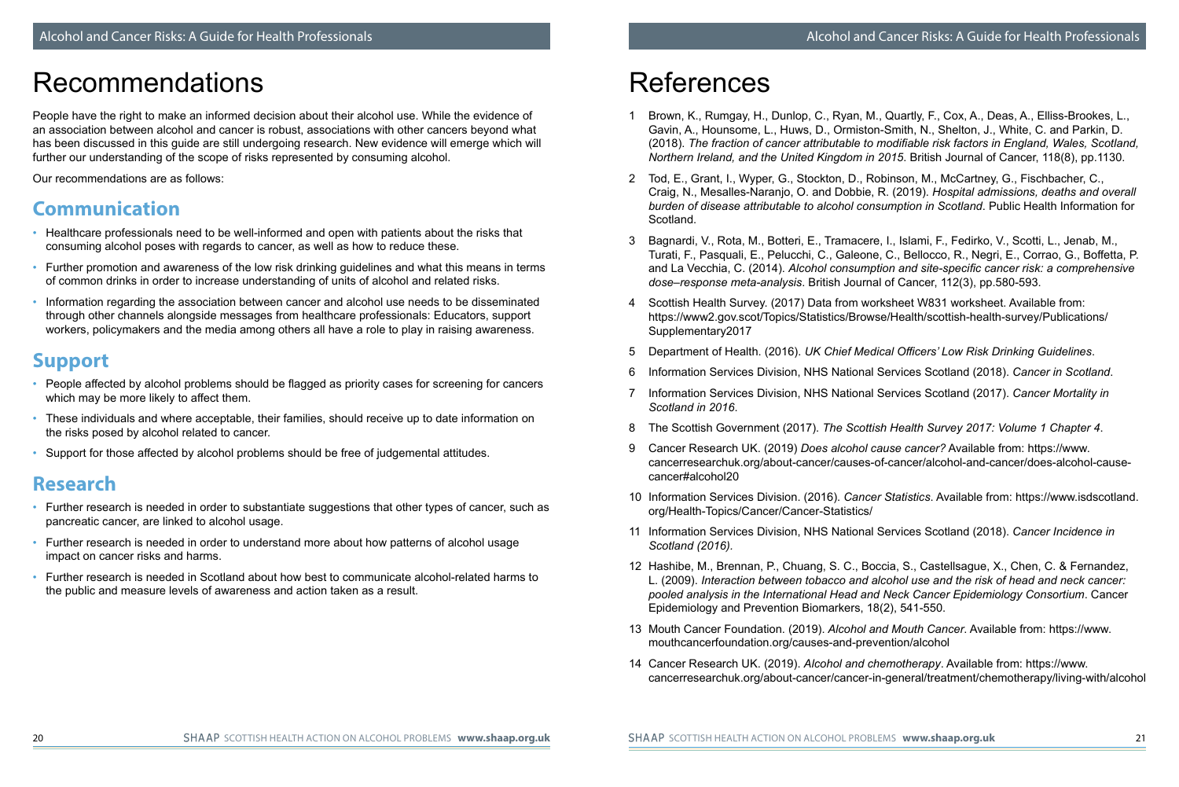# Recommendations

People have the right to make an informed decision about their alcohol use. While the evidence of an association between alcohol and cancer is robust, associations with other cancers beyond what has been discussed in this guide are still undergoing research. New evidence will emerge which will further our understanding of the scope of risks represented by consuming alcohol.

Our recommendations are as follows:

## Communication

- Healthcare professionals need to be well-informed and open with patients about the risks that consuming alcohol poses with regards to cancer, as well as how to reduce these.
- Further promotion and awareness of the low risk drinking guidelines and what this means in terms of common drinks in order to increase understanding of units of alcohol and related risks.
- Information regarding the association between cancer and alcohol use needs to be disseminated through other channels alongside messages from healthcare professionals: Educators, support workers, policymakers and the media among others all have a role to play in raising awareness.

## Support

- People affected by alcohol problems should be flagged as priority cases for screening for cancers which may be more likely to affect them.
- These individuals and where acceptable, their families, should receive up to date information on the risks posed by alcohol related to cancer.
- Support for those affected by alcohol problems should be free of judgemental attitudes.

## Research

- Further research is needed in order to substantiate suggestions that other types of cancer, such as pancreatic cancer, are linked to alcohol usage.
- Further research is needed in order to understand more about how patterns of alcohol usage impact on cancer risks and harms.
- Further research is needed in Scotland about how best to communicate alcohol-related harms to the public and measure levels of awareness and action taken as a result.

# References

1. Brown, K., Rumgay, H., Dunlop, C., Ryan, M., Quartly, F., Cox, A., Deas, A., Elliss-Brookes, L., Gavin, A., Hounsome, L., Huws, D., Ormiston-Smith, N., Shelton, J., White, C. and Parkin, D. (2018). *The fraction of cancer attributable to modifiable risk factors in England, Wales, Scotland, Northern Ireland, and the United Kingdom in 2015*. British Journal of Cancer, 118(8), pp.1130.
2. Tod, E., Grant, I., Wyper, G., Stockton, D., Robinson, M., McCartney, G., Fischbacher, C., Craig, N., Mesalles-Naranjo, O. and Dobbie, R. (2019). *Hospital admissions, deaths and overall burden of disease attributable to alcohol consumption in Scotland*. Public Health Information for Scotland.
3. Bagnardi, V., Rota, M., Botteri, E., Tramacere, I., Islami, F., Fedirko, V., Scotti, L., Jenab, M., Turati, F., Pasquali, E., Pelucchi, C., Galeone, C., Bellocco, R., Negri, E., Corrao, G., Boffetta, P. and La Vecchia, C. (2014). *Alcohol consumption and site-specific cancer risk: a comprehensive dose–response meta-analysis*. British Journal of Cancer, 112(3), pp.580-593.
4. Scottish Health Survey. (2017) Data from worksheet W831 worksheet. Available from: https://www2.gov.scot/Topics/Statistics/Browse/Health/scottish-health-survey/Publications/Supplementary2017
5. Department of Health. (2016). *UK Chief Medical Officers' Low Risk Drinking Guidelines*.
6. Information Services Division, NHS National Services Scotland (2018). *Cancer in Scotland*.
7. Information Services Division, NHS National Services Scotland (2017). *Cancer Mortality in Scotland in 2016*.
8. The Scottish Government (2017). *The Scottish Health Survey 2017: Volume 1 Chapter 4*.
9. Cancer Research UK. (2019) *Does alcohol cause cancer?* Available from: https://www.cancerresearchuk.org/about-cancer/causes-of-cancer/alcohol-and-cancer/does-alcohol-cause-cancer#alcohol20
10. Information Services Division. (2016). *Cancer Statistics*. Available from: https://www.isdscotland.org/Health-Topics/Cancer/Cancer-Statistics/
11. Information Services Division, NHS National Services Scotland (2018). *Cancer Incidence in Scotland (2016).*
12. Hashibe, M., Brennan, P., Chuang, S. C., Boccia, S., Castellsague, X., Chen, C. & Fernandez, L. (2009). *Interaction between tobacco and alcohol use and the risk of head and neck cancer: pooled analysis in the International Head and Neck Cancer Epidemiology Consortium*. Cancer Epidemiology and Prevention Biomarkers, 18(2), 541-550.
13. Mouth Cancer Foundation. (2019). *Alcohol and Mouth Cancer*. Available from: https://www.mouthcancerfoundation.org/causes-and-prevention/alcohol
14. Cancer Research UK. (2019). *Alcohol and chemotherapy*. Available from: https://www.cancerresearchuk.org/about-cancer/cancer-in-general/treatment/chemotherapy/living-with/alcohol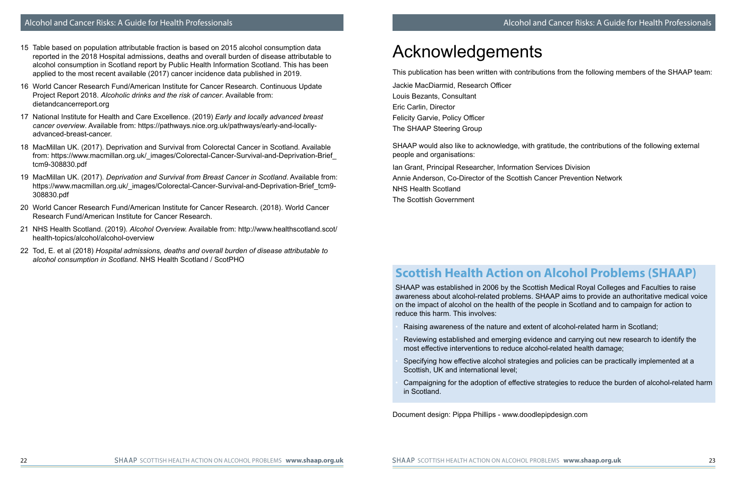15. Table based on population attributable fraction is based on 2015 alcohol consumption data reported in the 2018 Hospital admissions, deaths and overall burden of disease attributable to alcohol consumption in Scotland report by Public Health Information Scotland. This has been applied to the most recent available (2017) cancer incidence data published in 2019.
16. World Cancer Research Fund/American Institute for Cancer Research. Continuous Update Project Report 2018. *Alcoholic drinks and the risk of cancer*. Available from: dietandcancerreport.org
17. National Institute for Health and Care Excellence. (2019) *Early and locally advanced breast cancer overview*. Available from: https://pathways.nice.org.uk/pathways/early-and-locally-advanced-breast-cancer.
18. MacMillan UK. (2017). Deprivation and Survival from Colorectal Cancer in Scotland. Available from: https://www.macmillan.org.uk/_images/Colorectal-Cancer-Survival-and-Deprivation-Brief_tcm9-308830.pdf
19. MacMillan UK. (2017). *Deprivation and Survival from Breast Cancer in Scotland*. Available from: https://www.macmillan.org.uk/_images/Colorectal-Cancer-Survival-and-Deprivation-Brief_tcm9-308830.pdf
20. World Cancer Research Fund/American Institute for Cancer Research. (2018). World Cancer Research Fund/American Institute for Cancer Research.
21. NHS Health Scotland. (2019). *Alcohol Overview.* Available from: http://www.healthscotland.scot/health-topics/alcohol/alcohol-overview
22. Tod, E. et al (2018) *Hospital admissions, deaths and overall burden of disease attributable to alcohol consumption in Scotland*. NHS Health Scotland / ScotPHO

# Acknowledgements

This publication has been written with contributions from the following members of the SHAAP team:

Jackie MacDiarmid, Research Officer
Louis Bezants, Consultant
Eric Carlin, Director
Felicity Garvie, Policy Officer
The SHAAP Steering Group

SHAAP would also like to acknowledge, with gratitude, the contributions of the following external people and organisations:

Ian Grant, Principal Researcher, Information Services Division
Annie Anderson, Co-Director of the Scottish Cancer Prevention Network
NHS Health Scotland
The Scottish Government

## Scottish Health Action on Alcohol Problems (SHAAP)

SHAAP was established in 2006 by the Scottish Medical Royal Colleges and Faculties to raise awareness about alcohol-related problems. SHAAP aims to provide an authoritative medical voice on the impact of alcohol on the health of the people in Scotland and to campaign for action to reduce this harm. This involves:

- Raising awareness of the nature and extent of alcohol-related harm in Scotland;
- Reviewing established and emerging evidence and carrying out new research to identify the most effective interventions to reduce alcohol-related health damage;
- Specifying how effective alcohol strategies and policies can be practically implemented at a Scottish, UK and international level;
- Campaigning for the adoption of effective strategies to reduce the burden of alcohol-related harm in Scotland.

Document design: Pippa Phillips - www.doodlepipdesign.com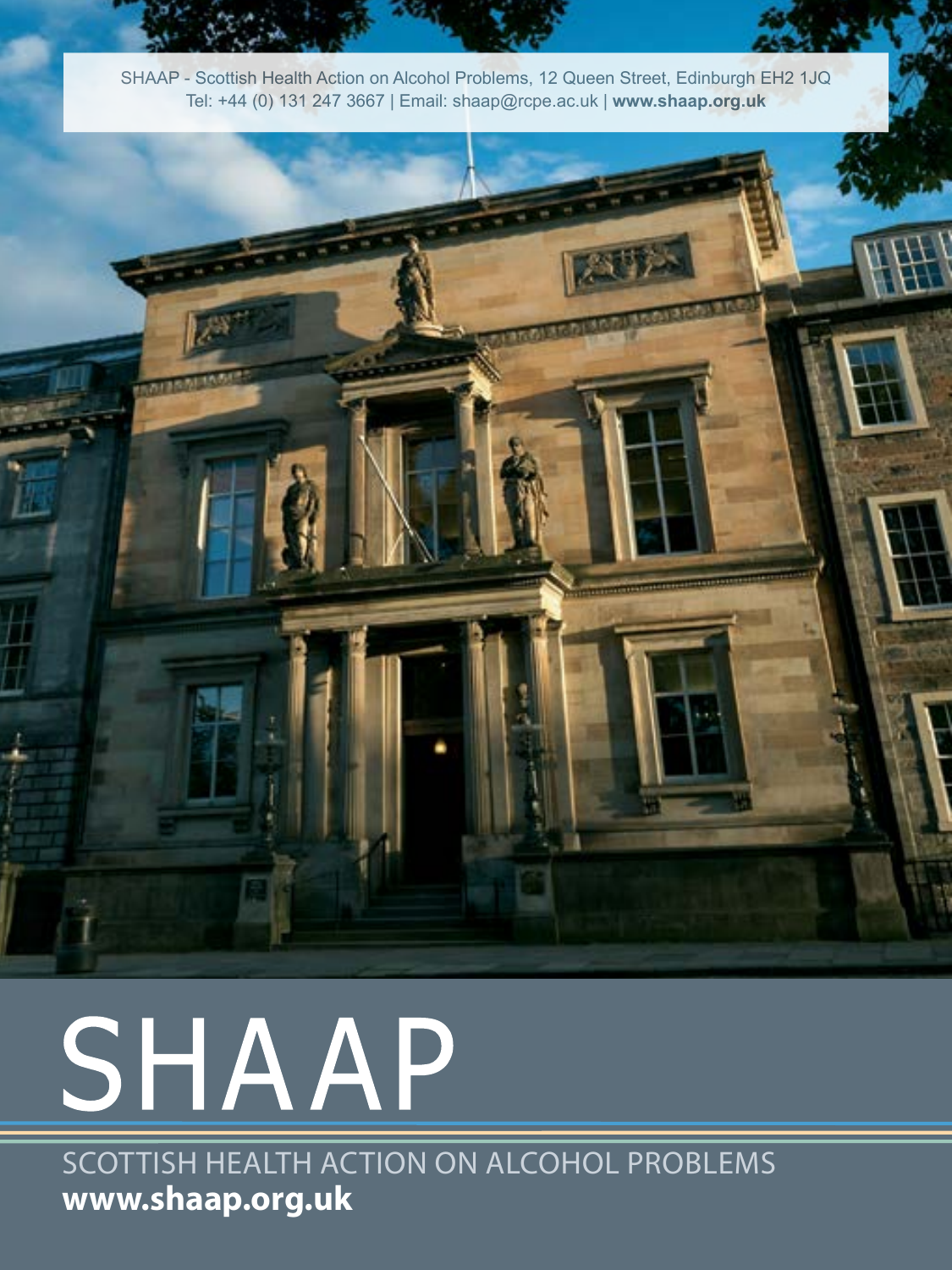SHAAP - Scottish Health Action on Alcohol Problems, 12 Queen Street, Edinburgh EH2 1JQ
Tel: +44 (0) 131 247 3667 | Email: shaap@rcpe.ac.uk | **www.shaap.org.uk**

# SHAAP

SCOTTISH HEALTH ACTION ON ALCOHOL PROBLEMS
**www.shaap.org.uk**